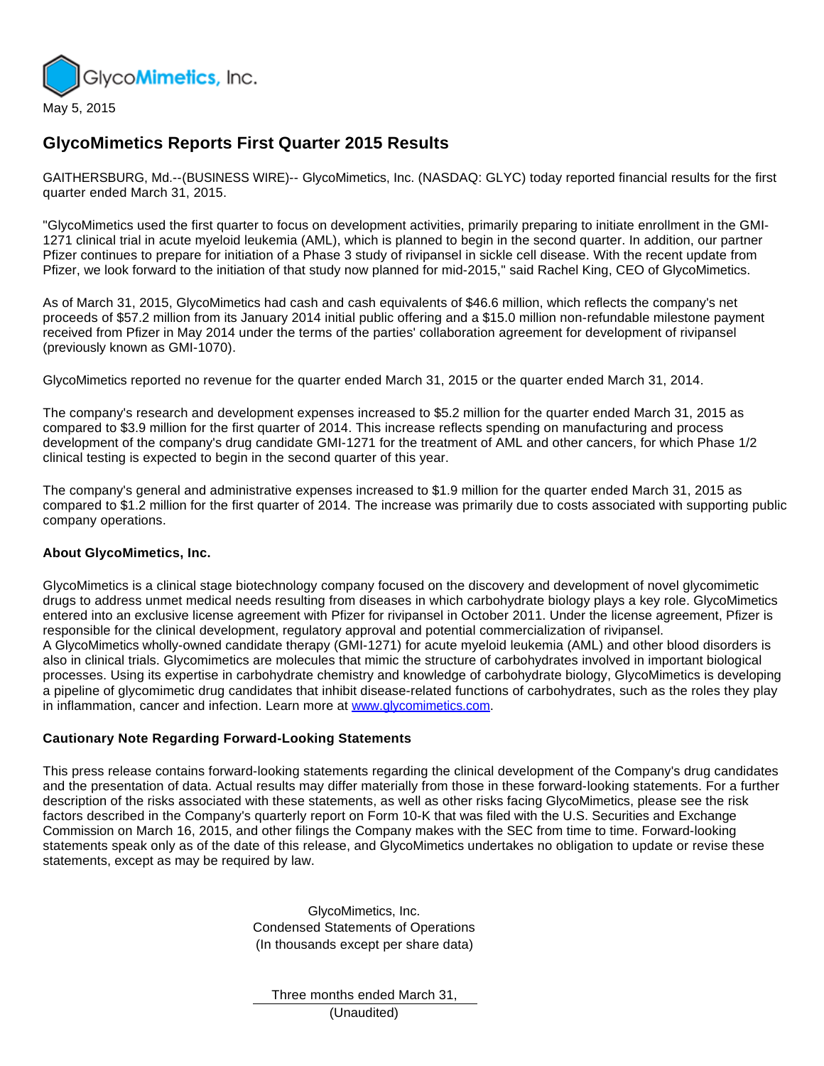GlycoMimetics, Inc.

May 5, 2015

# GlycoMimetics Reports First Quarter 2015 Results

GAITHERSBURG, Md.--(BUSINESS WIRE)-- GlycoMimetics, Inc. (NASDAQ: GLYC) today reported financial results for the first quarter ended March 31, 2015.

"GlycoMimetics used the first quarter to focus on development activities, primarily preparing to initiate enrollment in the GMI-1271 clinical trial in acute myeloid leukemia (AML), which is planned to begin in the second quarter. In addition, our partner Pfizer continues to prepare for initiation of a Phase 3 study of rivipansel in sickle cell disease. With the recent update from Pfizer, we look forward to the initiation of that study now planned for mid-2015," said Rachel King, CEO of GlycoMimetics.

As of March 31, 2015, GlycoMimetics had cash and cash equivalents of $46.6 million, which reflects the company's net proceeds of $57.2 million from its January 2014 initial public offering and a $15.0 million non-refundable milestone payment received from Pfizer in May 2014 under the terms of the parties' collaboration agreement for development of rivipansel (previously known as GMI-1070).

GlycoMimetics reported no revenue for the quarter ended March 31, 2015 or the quarter ended March 31, 2014.

The company's research and development expenses increased to $5.2 million for the quarter ended March 31, 2015 as compared to $3.9 million for the first quarter of 2014. This increase reflects spending on manufacturing and process development of the company's drug candidate GMI-1271 for the treatment of AML and other cancers, for which Phase 1/2 clinical testing is expected to begin in the second quarter of this year.

The company's general and administrative expenses increased to $1.9 million for the quarter ended March 31, 2015 as compared to $1.2 million for the first quarter of 2014. The increase was primarily due to costs associated with supporting public company operations.

**About GlycoMimetics, Inc.**

GlycoMimetics is a clinical stage biotechnology company focused on the discovery and development of novel glycomimetic drugs to address unmet medical needs resulting from diseases in which carbohydrate biology plays a key role. GlycoMimetics entered into an exclusive license agreement with Pfizer for rivipansel in October 2011. Under the license agreement, Pfizer is responsible for the clinical development, regulatory approval and potential commercialization of rivipansel.
A GlycoMimetics wholly-owned candidate therapy (GMI-1271) for acute myeloid leukemia (AML) and other blood disorders is also in clinical trials. Glycomimetics are molecules that mimic the structure of carbohydrates involved in important biological processes. Using its expertise in carbohydrate chemistry and knowledge of carbohydrate biology, GlycoMimetics is developing a pipeline of glycomimetic drug candidates that inhibit disease-related functions of carbohydrates, such as the roles they play in inflammation, cancer and infection. Learn more at www.glycomimetics.com.

**Cautionary Note Regarding Forward-Looking Statements**

This press release contains forward-looking statements regarding the clinical development of the Company's drug candidates and the presentation of data. Actual results may differ materially from those in these forward-looking statements. For a further description of the risks associated with these statements, as well as other risks facing GlycoMimetics, please see the risk factors described in the Company's quarterly report on Form 10-K that was filed with the U.S. Securities and Exchange Commission on March 16, 2015, and other filings the Company makes with the SEC from time to time. Forward-looking statements speak only as of the date of this release, and GlycoMimetics undertakes no obligation to update or revise these statements, except as may be required by law.

GlycoMimetics, Inc.
Condensed Statements of Operations
(In thousands except per share data)

Three months ended March 31,
(Unaudited)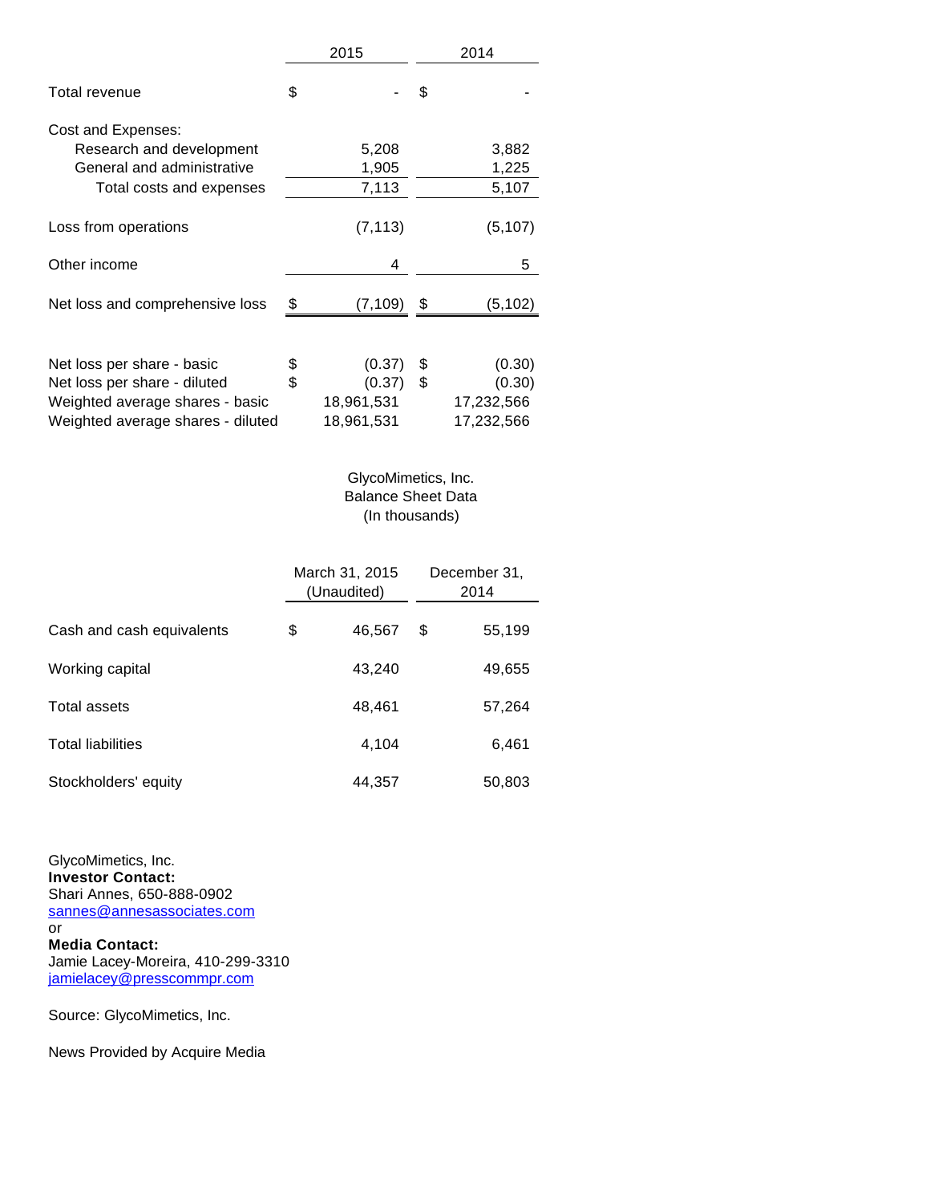| | 2015 | 2014 |
|---|---|---|
| Total revenue | $ - | $ - |
| Cost and Expenses: | | |
| Research and development | 5,208 | 3,882 |
| General and administrative | 1,905 | 1,225 |
| Total costs and expenses | 7,113 | 5,107 |
| Loss from operations | (7,113) | (5,107) |
| Other income | 4 | 5 |
| Net loss and comprehensive loss | $ (7,109) | $ (5,102) |
| Net loss per share - basic | $ (0.37) | $ (0.30) |
| Net loss per share - diluted | $ (0.37) | $ (0.30) |
| Weighted average shares - basic | 18,961,531 | 17,232,566 |
| Weighted average shares - diluted | 18,961,531 | 17,232,566 |

GlycoMimetics, Inc.
Balance Sheet Data
(In thousands)

| | March 31, 2015 (Unaudited) | December 31, 2014 |
|---|---|---|
| Cash and cash equivalents | $ 46,567 | $ 55,199 |
| Working capital | 43,240 | 49,655 |
| Total assets | 48,461 | 57,264 |
| Total liabilities | 4,104 | 6,461 |
| Stockholders' equity | 44,357 | 50,803 |

GlycoMimetics, Inc.
**Investor Contact:**
Shari Annes, 650-888-0902
sannes@annesassociates.com
or
**Media Contact:**
Jamie Lacey-Moreira, 410-299-3310
jamielacey@presscommpr.com

Source: GlycoMimetics, Inc.

News Provided by Acquire Media